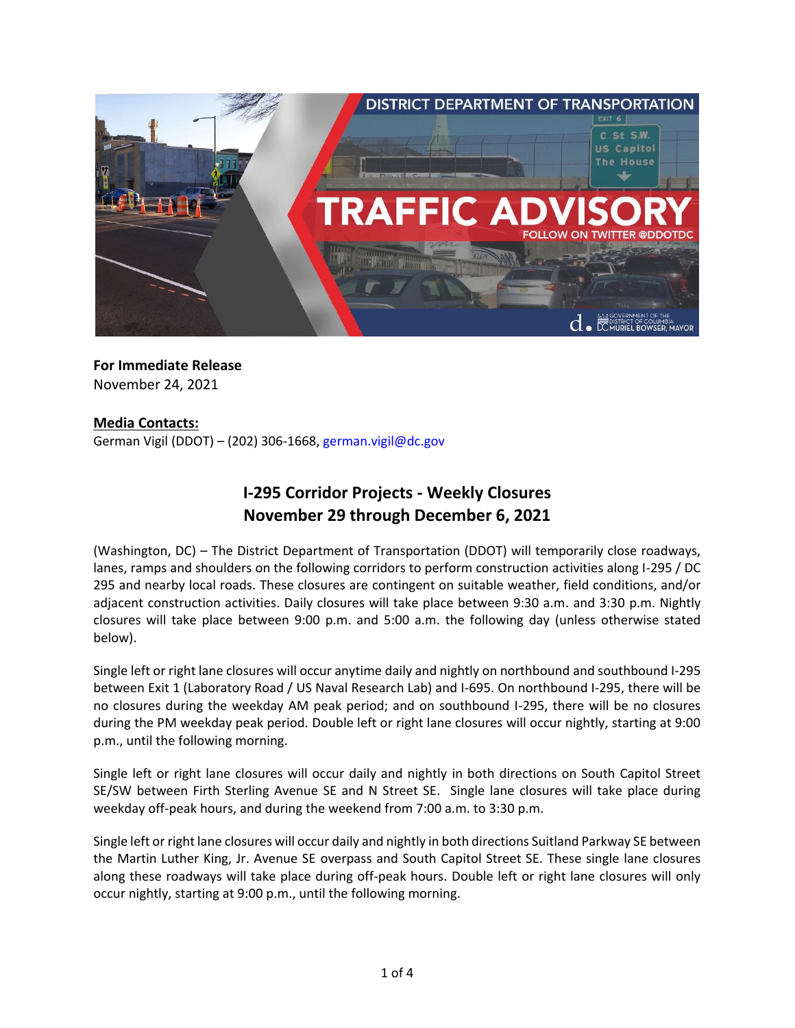**For Immediate Release**
November 24, 2021

**Media Contacts:**
German Vigil (DDOT) – (202) 306-1668, german.vigil@dc.gov

## I-295 Corridor Projects - Weekly Closures
## November 29 through December 6, 2021

(Washington, DC) – The District Department of Transportation (DDOT) will temporarily close roadways, lanes, ramps and shoulders on the following corridors to perform construction activities along I-295 / DC 295 and nearby local roads. These closures are contingent on suitable weather, field conditions, and/or adjacent construction activities. Daily closures will take place between 9:30 a.m. and 3:30 p.m. Nightly closures will take place between 9:00 p.m. and 5:00 a.m. the following day (unless otherwise stated below).

Single left or right lane closures will occur anytime daily and nightly on northbound and southbound I-295 between Exit 1 (Laboratory Road / US Naval Research Lab) and I-695. On northbound I-295, there will be no closures during the weekday AM peak period; and on southbound I-295, there will be no closures during the PM weekday peak period. Double left or right lane closures will occur nightly, starting at 9:00 p.m., until the following morning.

Single left or right lane closures will occur daily and nightly in both directions on South Capitol Street SE/SW between Firth Sterling Avenue SE and N Street SE. Single lane closures will take place during weekday off-peak hours, and during the weekend from 7:00 a.m. to 3:30 p.m.

Single left or right lane closures will occur daily and nightly in both directions Suitland Parkway SE between the Martin Luther King, Jr. Avenue SE overpass and South Capitol Street SE. These single lane closures along these roadways will take place during off-peak hours. Double left or right lane closures will only occur nightly, starting at 9:00 p.m., until the following morning.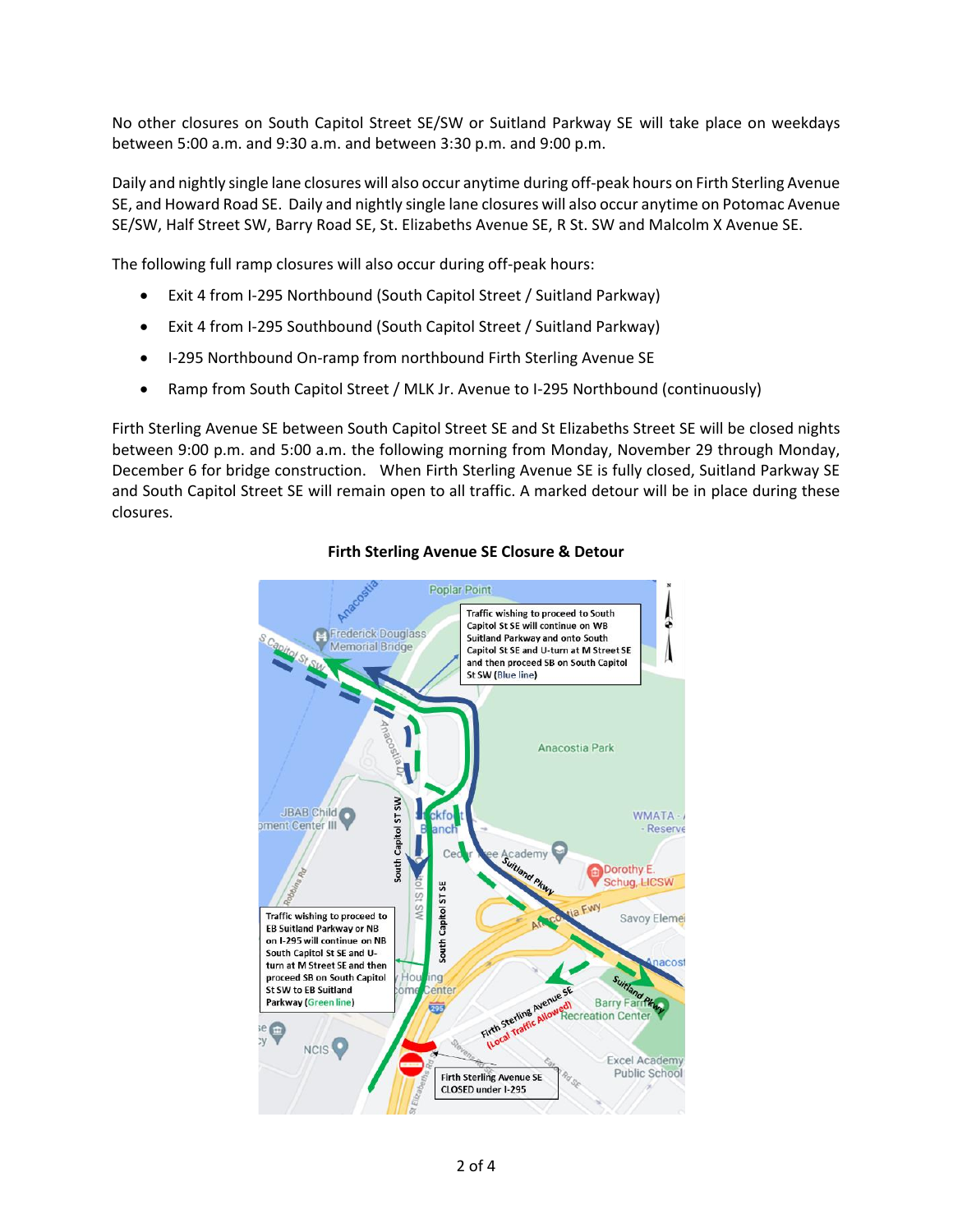No other closures on South Capitol Street SE/SW or Suitland Parkway SE will take place on weekdays between 5:00 a.m. and 9:30 a.m. and between 3:30 p.m. and 9:00 p.m.

Daily and nightly single lane closures will also occur anytime during off-peak hours on Firth Sterling Avenue SE, and Howard Road SE. Daily and nightly single lane closures will also occur anytime on Potomac Avenue SE/SW, Half Street SW, Barry Road SE, St. Elizabeths Avenue SE, R St. SW and Malcolm X Avenue SE.

The following full ramp closures will also occur during off-peak hours:

- Exit 4 from I-295 Northbound (South Capitol Street / Suitland Parkway)
- Exit 4 from I-295 Southbound (South Capitol Street / Suitland Parkway)
- I-295 Northbound On-ramp from northbound Firth Sterling Avenue SE
- Ramp from South Capitol Street / MLK Jr. Avenue to I-295 Northbound (continuously)

Firth Sterling Avenue SE between South Capitol Street SE and St Elizabeths Street SE will be closed nights between 9:00 p.m. and 5:00 a.m. the following morning from Monday, November 29 through Monday, December 6 for bridge construction. When Firth Sterling Avenue SE is fully closed, Suitland Parkway SE and South Capitol Street SE will remain open to all traffic. A marked detour will be in place during these closures.

**Firth Sterling Avenue SE Closure & Detour**

Traffic wishing to proceed to South Capitol St SE will continue on WB Suitland Parkway and onto South Capitol St SE and U-turn at M Street SE and then proceed SB on South Capitol St SW (Blue line)

Traffic wishing to proceed to EB Suitland Parkway or NB on I-295 will continue on NB South Capitol St SE and U-turn at M Street SE and then proceed SB on South Capitol St SW to EB Suitland Parkway (Green line)

Firth Sterling Avenue SE CLOSED under I-295

Firth Sterling Avenue SE (Local Traffic Allowed)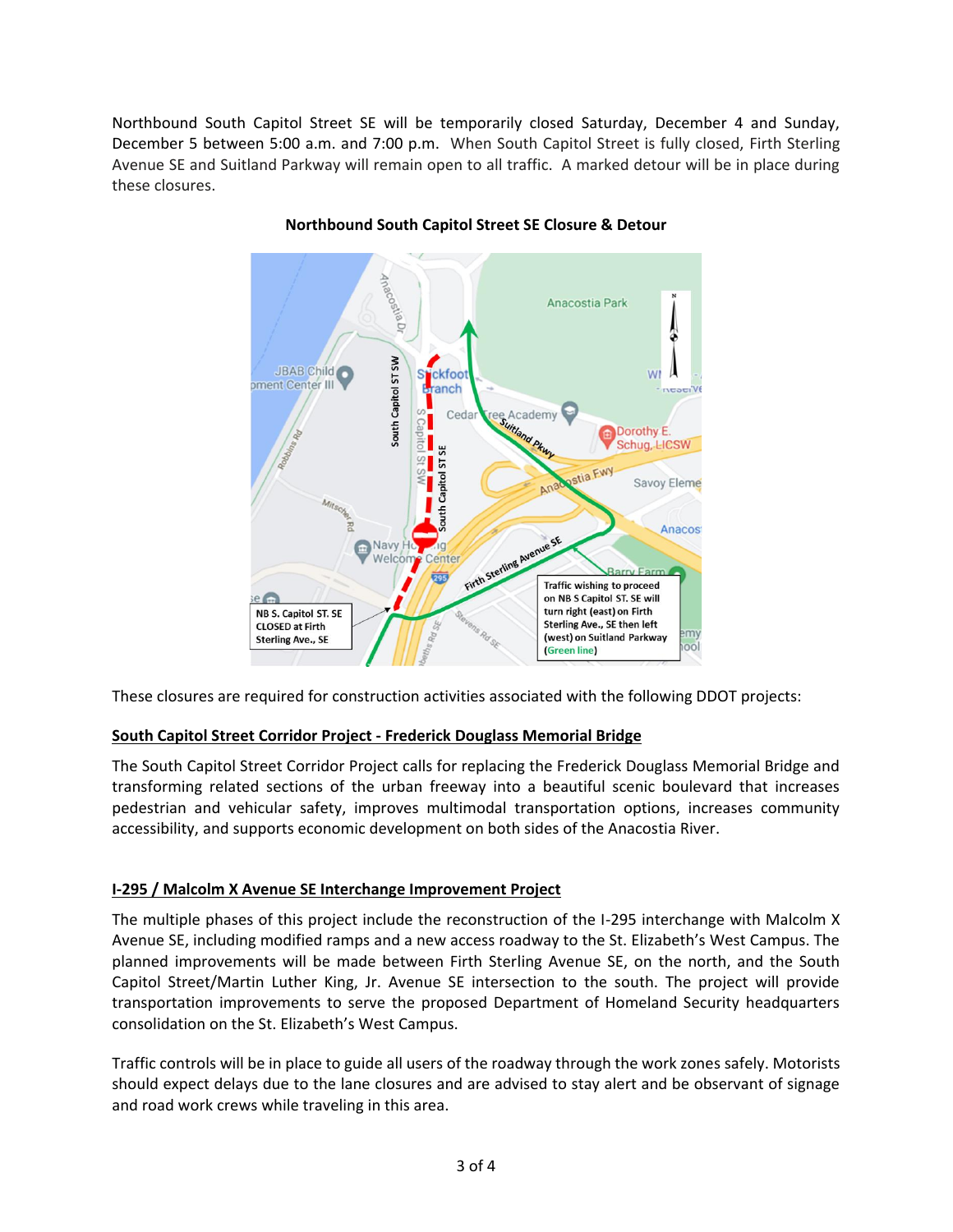Northbound South Capitol Street SE will be temporarily closed Saturday, December 4 and Sunday, December 5 between 5:00 a.m. and 7:00 p.m. When South Capitol Street is fully closed, Firth Sterling Avenue SE and Suitland Parkway will remain open to all traffic. A marked detour will be in place during these closures.

**Northbound South Capitol Street SE Closure & Detour**

NB S. Capitol ST. SE CLOSED at Firth Sterling Ave., SE

Traffic wishing to proceed on NB S Capitol ST. SE will turn right (east) on Firth Sterling Ave., SE then left (west) on Suitland Parkway (Green line)

These closures are required for construction activities associated with the following DDOT projects:

**South Capitol Street Corridor Project - Frederick Douglass Memorial Bridge**

The South Capitol Street Corridor Project calls for replacing the Frederick Douglass Memorial Bridge and transforming related sections of the urban freeway into a beautiful scenic boulevard that increases pedestrian and vehicular safety, improves multimodal transportation options, increases community accessibility, and supports economic development on both sides of the Anacostia River.

**I-295 / Malcolm X Avenue SE Interchange Improvement Project**

The multiple phases of this project include the reconstruction of the I-295 interchange with Malcolm X Avenue SE, including modified ramps and a new access roadway to the St. Elizabeth's West Campus. The planned improvements will be made between Firth Sterling Avenue SE, on the north, and the South Capitol Street/Martin Luther King, Jr. Avenue SE intersection to the south. The project will provide transportation improvements to serve the proposed Department of Homeland Security headquarters consolidation on the St. Elizabeth's West Campus.

Traffic controls will be in place to guide all users of the roadway through the work zones safely. Motorists should expect delays due to the lane closures and are advised to stay alert and be observant of signage and road work crews while traveling in this area.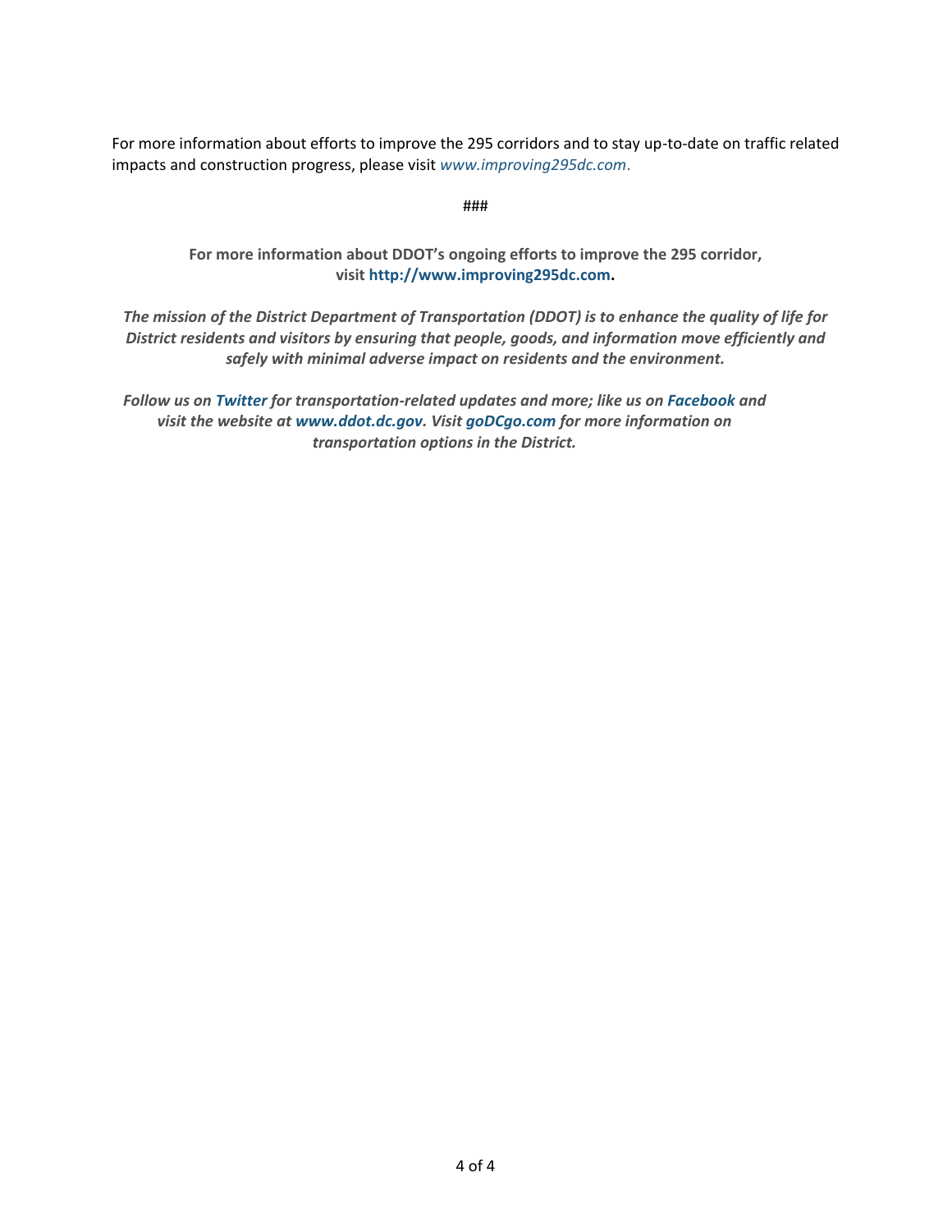For more information about efforts to improve the 295 corridors and to stay up-to-date on traffic related impacts and construction progress, please visit *www.improving295dc.com*.

###

**For more information about DDOT's ongoing efforts to improve the 295 corridor, visit http://www.improving295dc.com.**

***The mission of the District Department of Transportation (DDOT) is to enhance the quality of life for District residents and visitors by ensuring that people, goods, and information move efficiently and safely with minimal adverse impact on residents and the environment.***

***Follow us on Twitter for transportation-related updates and more; like us on Facebook and visit the website at www.ddot.dc.gov. Visit goDCgo.com for more information on transportation options in the District.***